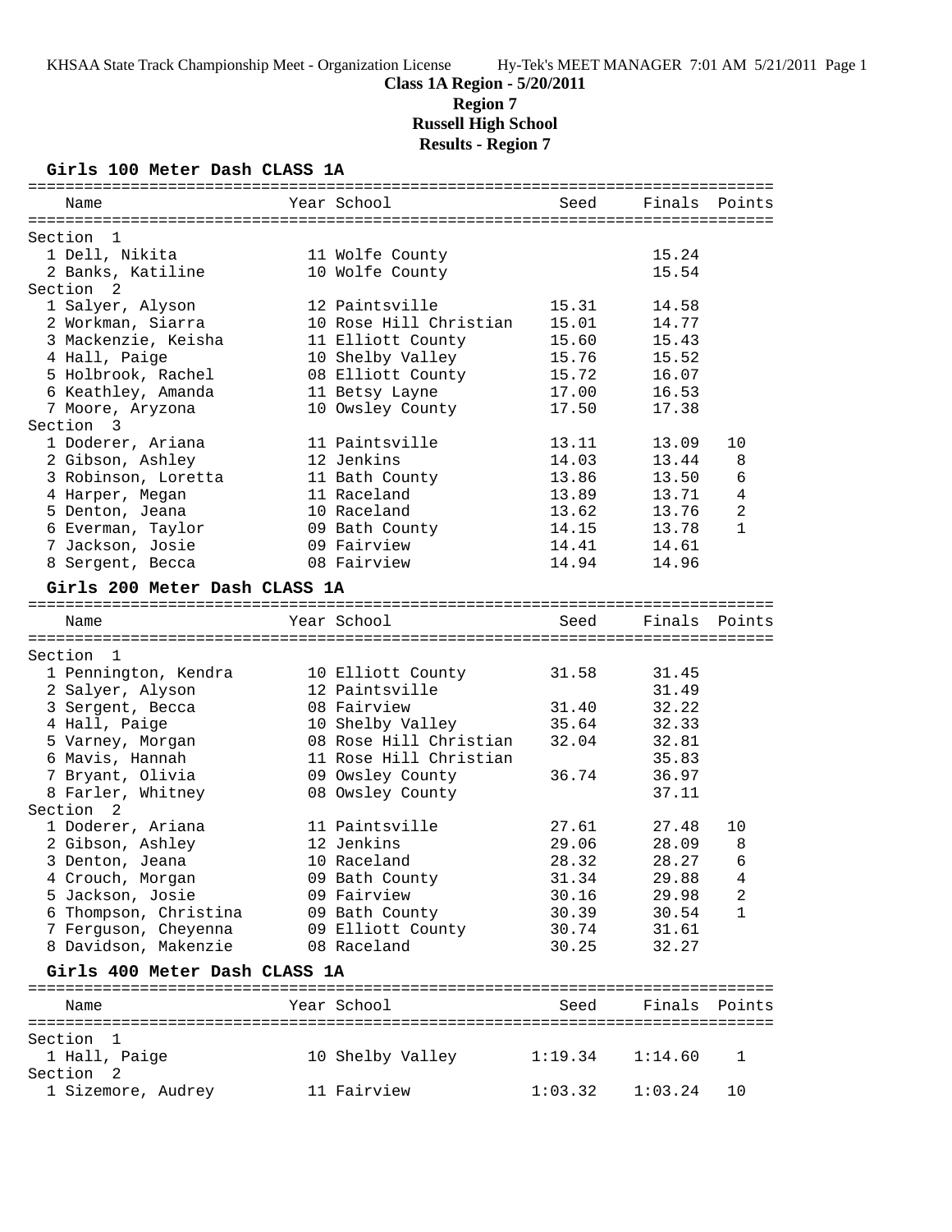KHSAA State Track Championship Meet - Organization License    Hy-Tek's MEET MANAGER 7:01 AM 5/21/2011

# Class 1A Region - 5/20/2011
## Region 7
## Russell High School
## Results - Region 7

### Girls 100 Meter Dash CLASS 1A

| Name | Year | School | Seed | Finals | Points |
|---|---|---|---|---|---|
| **Section 1** | | | | | |
| 1 Dell, Nikita | 11 | Wolfe County | | 15.24 | |
| 2 Banks, Katiline | 10 | Wolfe County | | 15.54 | |
| **Section 2** | | | | | |
| 1 Salyer, Alyson | 12 | Paintsville | 15.31 | 14.58 | |
| 2 Workman, Siarra | 10 | Rose Hill Christian | 15.01 | 14.77 | |
| 3 Mackenzie, Keisha | 11 | Elliott County | 15.60 | 15.43 | |
| 4 Hall, Paige | 10 | Shelby Valley | 15.76 | 15.52 | |
| 5 Holbrook, Rachel | 08 | Elliott County | 15.72 | 16.07 | |
| 6 Keathley, Amanda | 11 | Betsy Layne | 17.00 | 16.53 | |
| 7 Moore, Aryzona | 10 | Owsley County | 17.50 | 17.38 | |
| **Section 3** | | | | | |
| 1 Doderer, Ariana | 11 | Paintsville | 13.11 | 13.09 | 10 |
| 2 Gibson, Ashley | 12 | Jenkins | 14.03 | 13.44 | 8 |
| 3 Robinson, Loretta | 11 | Bath County | 13.86 | 13.50 | 6 |
| 4 Harper, Megan | 11 | Raceland | 13.89 | 13.71 | 4 |
| 5 Denton, Jeana | 10 | Raceland | 13.62 | 13.76 | 2 |
| 6 Everman, Taylor | 09 | Bath County | 14.15 | 13.78 | 1 |
| 7 Jackson, Josie | 09 | Fairview | 14.41 | 14.61 | |
| 8 Sergent, Becca | 08 | Fairview | 14.94 | 14.96 | |

### Girls 200 Meter Dash CLASS 1A

| Name | Year | School | Seed | Finals | Points |
|---|---|---|---|---|---|
| **Section 1** | | | | | |
| 1 Pennington, Kendra | 10 | Elliott County | 31.58 | 31.45 | |
| 2 Salyer, Alyson | 12 | Paintsville | | 31.49 | |
| 3 Sergent, Becca | 08 | Fairview | 31.40 | 32.22 | |
| 4 Hall, Paige | 10 | Shelby Valley | 35.64 | 32.33 | |
| 5 Varney, Morgan | 08 | Rose Hill Christian | 32.04 | 32.81 | |
| 6 Mavis, Hannah | 11 | Rose Hill Christian | | 35.83 | |
| 7 Bryant, Olivia | 09 | Owsley County | 36.74 | 36.97 | |
| 8 Farler, Whitney | 08 | Owsley County | | 37.11 | |
| **Section 2** | | | | | |
| 1 Doderer, Ariana | 11 | Paintsville | 27.61 | 27.48 | 10 |
| 2 Gibson, Ashley | 12 | Jenkins | 29.06 | 28.09 | 8 |
| 3 Denton, Jeana | 10 | Raceland | 28.32 | 28.27 | 6 |
| 4 Crouch, Morgan | 09 | Bath County | 31.34 | 29.88 | 4 |
| 5 Jackson, Josie | 09 | Fairview | 30.16 | 29.98 | 2 |
| 6 Thompson, Christina | 09 | Bath County | 30.39 | 30.54 | 1 |
| 7 Ferguson, Cheyenna | 09 | Elliott County | 30.74 | 31.61 | |
| 8 Davidson, Makenzie | 08 | Raceland | 30.25 | 32.27 | |

### Girls 400 Meter Dash CLASS 1A

| Name | Year | School | Seed | Finals | Points |
|---|---|---|---|---|---|
| **Section 1** | | | | | |
| 1 Hall, Paige | 10 | Shelby Valley | 1:19.34 | 1:14.60 | 1 |
| **Section 2** | | | | | |
| 1 Sizemore, Audrey | 11 | Fairview | 1:03.32 | 1:03.24 | 10 |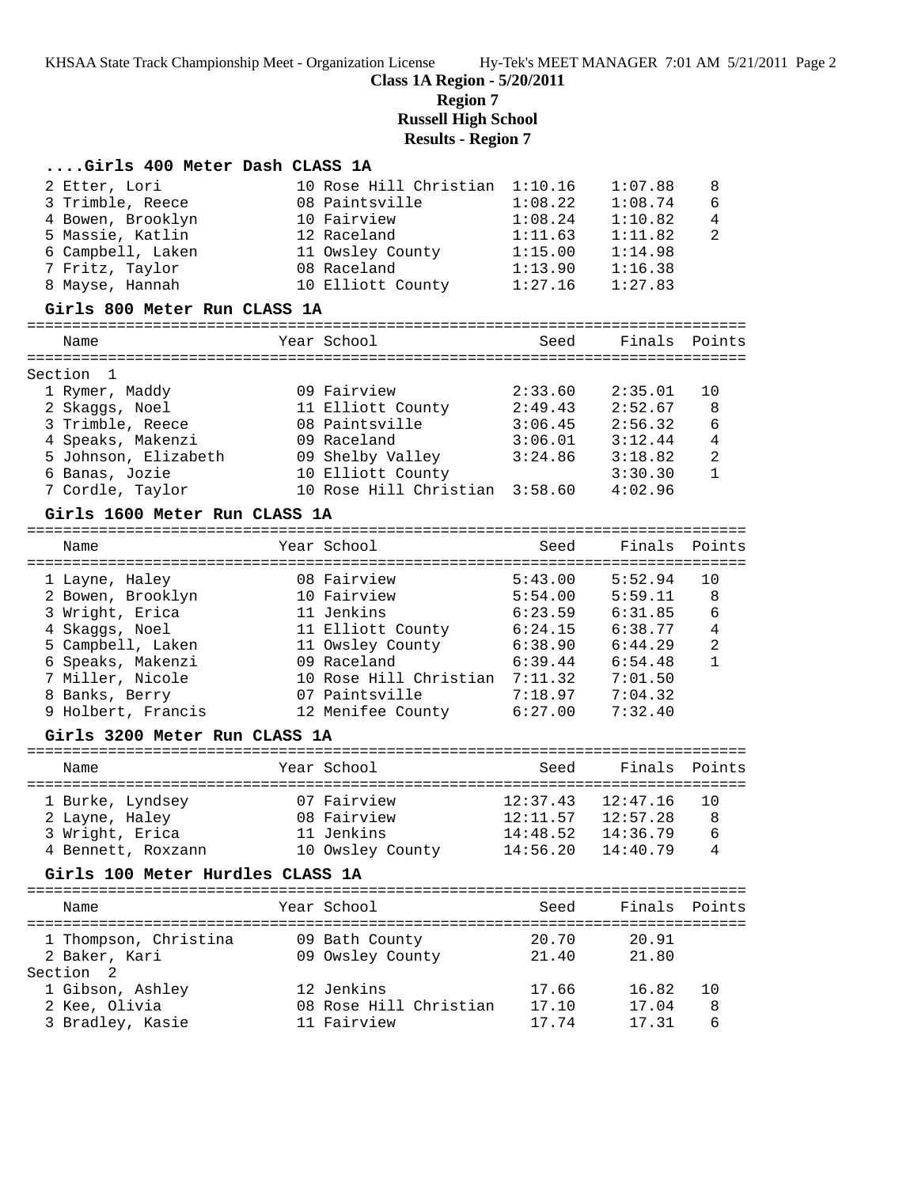**Class 1A Region - 5/20/2011**

**Region 7**

**Russell High School**

**Results - Region 7**

### ....Girls 400 Meter Dash CLASS 1A

| Name | Year | School | Seed | Finals | Points |
|---|---|---|---|---|---|
| 2 Etter, Lori | 10 | Rose Hill Christian | 1:10.16 | 1:07.88 | 8 |
| 3 Trimble, Reece | 08 | Paintsville | 1:08.22 | 1:08.74 | 6 |
| 4 Bowen, Brooklyn | 10 | Fairview | 1:08.24 | 1:10.82 | 4 |
| 5 Massie, Katlin | 12 | Raceland | 1:11.63 | 1:11.82 | 2 |
| 6 Campbell, Laken | 11 | Owsley County | 1:15.00 | 1:14.98 | |
| 7 Fritz, Taylor | 08 | Raceland | 1:13.90 | 1:16.38 | |
| 8 Mayse, Hannah | 10 | Elliott County | 1:27.16 | 1:27.83 | |

### Girls 800 Meter Run CLASS 1A

| Name | Year | School | Seed | Finals | Points |
|---|---|---|---|---|---|
| Section 1 | | | | | |
| 1 Rymer, Maddy | 09 | Fairview | 2:33.60 | 2:35.01 | 10 |
| 2 Skaggs, Noel | 11 | Elliott County | 2:49.43 | 2:52.67 | 8 |
| 3 Trimble, Reece | 08 | Paintsville | 3:06.45 | 2:56.32 | 6 |
| 4 Speaks, Makenzi | 09 | Raceland | 3:06.01 | 3:12.44 | 4 |
| 5 Johnson, Elizabeth | 09 | Shelby Valley | 3:24.86 | 3:18.82 | 2 |
| 6 Banas, Jozie | 10 | Elliott County | | 3:30.30 | 1 |
| 7 Cordle, Taylor | 10 | Rose Hill Christian | 3:58.60 | 4:02.96 | |

### Girls 1600 Meter Run CLASS 1A

| Name | Year | School | Seed | Finals | Points |
|---|---|---|---|---|---|
| 1 Layne, Haley | 08 | Fairview | 5:43.00 | 5:52.94 | 10 |
| 2 Bowen, Brooklyn | 10 | Fairview | 5:54.00 | 5:59.11 | 8 |
| 3 Wright, Erica | 11 | Jenkins | 6:23.59 | 6:31.85 | 6 |
| 4 Skaggs, Noel | 11 | Elliott County | 6:24.15 | 6:38.77 | 4 |
| 5 Campbell, Laken | 11 | Owsley County | 6:38.90 | 6:44.29 | 2 |
| 6 Speaks, Makenzi | 09 | Raceland | 6:39.44 | 6:54.48 | 1 |
| 7 Miller, Nicole | 10 | Rose Hill Christian | 7:11.32 | 7:01.50 | |
| 8 Banks, Berry | 07 | Paintsville | 7:18.97 | 7:04.32 | |
| 9 Holbert, Francis | 12 | Menifee County | 6:27.00 | 7:32.40 | |

### Girls 3200 Meter Run CLASS 1A

| Name | Year | School | Seed | Finals | Points |
|---|---|---|---|---|---|
| 1 Burke, Lyndsey | 07 | Fairview | 12:37.43 | 12:47.16 | 10 |
| 2 Layne, Haley | 08 | Fairview | 12:11.57 | 12:57.28 | 8 |
| 3 Wright, Erica | 11 | Jenkins | 14:48.52 | 14:36.79 | 6 |
| 4 Bennett, Roxzann | 10 | Owsley County | 14:56.20 | 14:40.79 | 4 |

### Girls 100 Meter Hurdles CLASS 1A

| Name | Year | School | Seed | Finals | Points |
|---|---|---|---|---|---|
| 1 Thompson, Christina | 09 | Bath County | 20.70 | 20.91 | |
| 2 Baker, Kari | 09 | Owsley County | 21.40 | 21.80 | |
| Section 2 | | | | | |
| 1 Gibson, Ashley | 12 | Jenkins | 17.66 | 16.82 | 10 |
| 2 Kee, Olivia | 08 | Rose Hill Christian | 17.10 | 17.04 | 8 |
| 3 Bradley, Kasie | 11 | Fairview | 17.74 | 17.31 | 6 |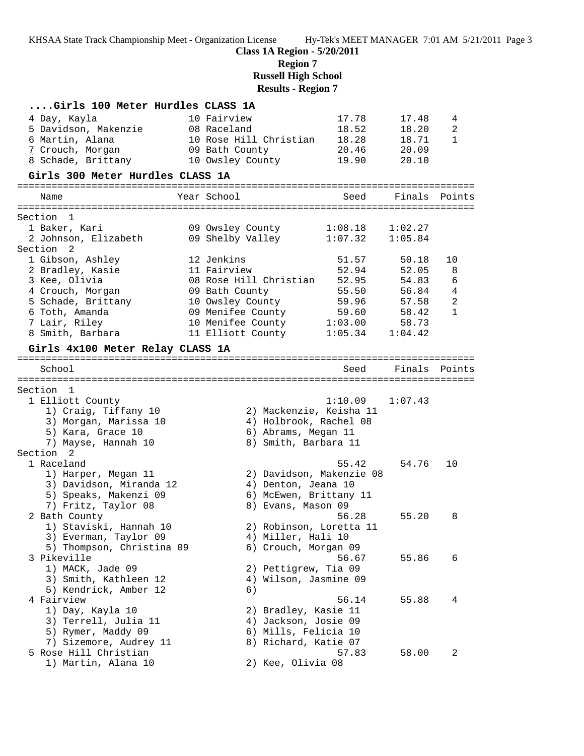**Class 1A Region - 5/20/2011**

**Region 7**

**Russell High School**

**Results - Region 7**

### ....Girls 100 Meter Hurdles CLASS 1A

| | Name | Year | School | Seed | Finals | Points |
|---|---|---|---|---|---|---|
| 4 | Day, Kayla | 10 | Fairview | 17.78 | 17.48 | 4 |
| 5 | Davidson, Makenzie | 08 | Raceland | 18.52 | 18.20 | 2 |
| 6 | Martin, Alana | 10 | Rose Hill Christian | 18.28 | 18.71 | 1 |
| 7 | Crouch, Morgan | 09 | Bath County | 20.46 | 20.09 | |
| 8 | Schade, Brittany | 10 | Owsley County | 19.90 | 20.10 | |

### Girls 300 Meter Hurdles CLASS 1A

| | Name | Year | School | Seed | Finals | Points |
|---|---|---|---|---|---|---|
| **Section 1** | | | | | | |
| 1 | Baker, Kari | 09 | Owsley County | 1:08.18 | 1:02.27 | |
| 2 | Johnson, Elizabeth | 09 | Shelby Valley | 1:07.32 | 1:05.84 | |
| **Section 2** | | | | | | |
| 1 | Gibson, Ashley | 12 | Jenkins | 51.57 | 50.18 | 10 |
| 2 | Bradley, Kasie | 11 | Fairview | 52.94 | 52.05 | 8 |
| 3 | Kee, Olivia | 08 | Rose Hill Christian | 52.95 | 54.83 | 6 |
| 4 | Crouch, Morgan | 09 | Bath County | 55.50 | 56.84 | 4 |
| 5 | Schade, Brittany | 10 | Owsley County | 59.96 | 57.58 | 2 |
| 6 | Toth, Amanda | 09 | Menifee County | 59.60 | 58.42 | 1 |
| 7 | Lair, Riley | 10 | Menifee County | 1:03.00 | 58.73 | |
| 8 | Smith, Barbara | 11 | Elliott County | 1:05.34 | 1:04.42 | |

### Girls 4x100 Meter Relay CLASS 1A

| | School | Seed | Finals | Points |
|---|---|---|---|---|
| **Section 1** | | | | |
| 1 | Elliott County | 1:10.09 | 1:07.43 | |
| | 1) Craig, Tiffany 10; 2) Mackenzie, Keisha 11; 3) Morgan, Marissa 10; 4) Holbrook, Rachel 08; 5) Kara, Grace 10; 6) Abrams, Megan 11; 7) Mayse, Hannah 10; 8) Smith, Barbara 11 | | | |
| **Section 2** | | | | |
| 1 | Raceland | 55.42 | 54.76 | 10 |
| | 1) Harper, Megan 11; 2) Davidson, Makenzie 08; 3) Davidson, Miranda 12; 4) Denton, Jeana 10; 5) Speaks, Makenzi 09; 6) McEwen, Brittany 11; 7) Fritz, Taylor 08; 8) Evans, Mason 09 | | | |
| 2 | Bath County | 56.28 | 55.20 | 8 |
| | 1) Staviski, Hannah 10; 2) Robinson, Loretta 11; 3) Everman, Taylor 09; 4) Miller, Hali 10; 5) Thompson, Christina 09; 6) Crouch, Morgan 09 | | | |
| 3 | Pikeville | 56.67 | 55.86 | 6 |
| | 1) MACK, Jade 09; 2) Pettigrew, Tia 09; 3) Smith, Kathleen 12; 4) Wilson, Jasmine 09; 5) Kendrick, Amber 12; 6) | | | |
| 4 | Fairview | 56.14 | 55.88 | 4 |
| | 1) Day, Kayla 10; 2) Bradley, Kasie 11; 3) Terrell, Julia 11; 4) Jackson, Josie 09; 5) Rymer, Maddy 09; 6) Mills, Felicia 10; 7) Sizemore, Audrey 11; 8) Richard, Katie 07 | | | |
| 5 | Rose Hill Christian | 57.83 | 58.00 | 2 |
| | 1) Martin, Alana 10; 2) Kee, Olivia 08 | | | |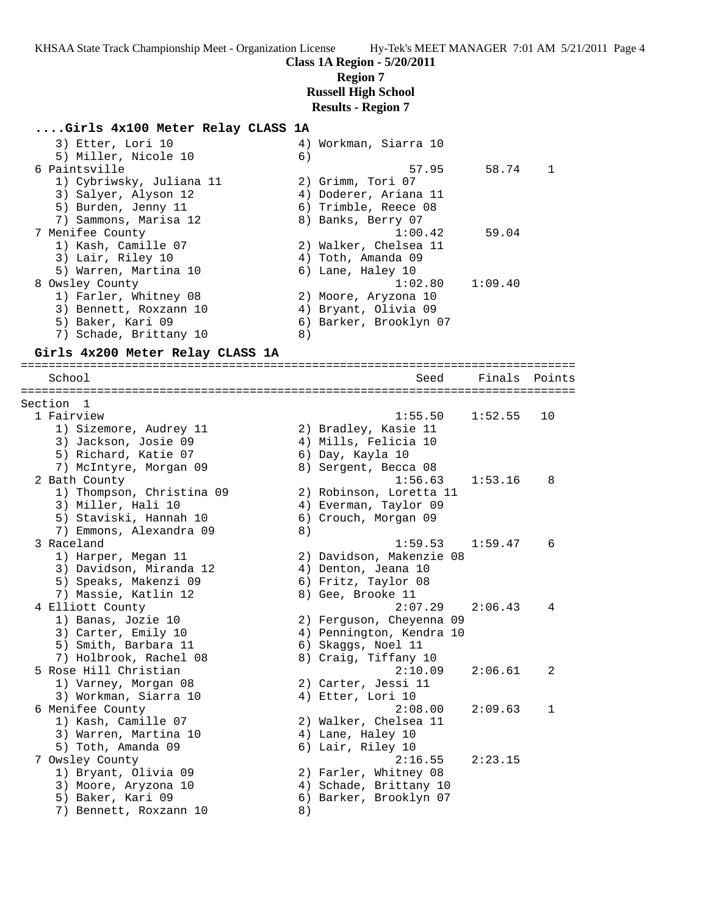**Class 1A Region - 5/20/2011**
**Region 7**
**Russell High School**
**Results - Region 7**

### ....Girls 4x100 Meter Relay CLASS 1A

```
    3) Etter, Lori 10                 4) Workman, Siarra 10
    5) Miller, Nicole 10              6)
  6 Paintsville                                  57.95      58.74    1
    1) Cybriwsky, Juliana 11          2) Grimm, Tori 07
    3) Salyer, Alyson 12              4) Doderer, Ariana 11
    5) Burden, Jenny 11               6) Trimble, Reece 08
    7) Sammons, Marisa 12             8) Banks, Berry 07
  7 Menifee County                             1:00.42      59.04
    1) Kash, Camille 07               2) Walker, Chelsea 11
    3) Lair, Riley 10                 4) Toth, Amanda 09
    5) Warren, Martina 10             6) Lane, Haley 10
  8 Owsley County                              1:02.80    1:09.40
    1) Farler, Whitney 08             2) Moore, Aryzona 10
    3) Bennett, Roxzann 10            4) Bryant, Olivia 09
    5) Baker, Kari 09                 6) Barker, Brooklyn 07
    7) Schade, Brittany 10            8)
```

### Girls 4x200 Meter Relay CLASS 1A

```
================================================================================
    School                                          Seed     Finals  Points
================================================================================
Section  1
  1 Fairview                                   1:55.50    1:52.55   10
    1) Sizemore, Audrey 11            2) Bradley, Kasie 11
    3) Jackson, Josie 09              4) Mills, Felicia 10
    5) Richard, Katie 07              6) Day, Kayla 10
    7) McIntyre, Morgan 09            8) Sergent, Becca 08
  2 Bath County                                1:56.63    1:53.16    8
    1) Thompson, Christina 09         2) Robinson, Loretta 11
    3) Miller, Hali 10                4) Everman, Taylor 09
    5) Staviski, Hannah 10            6) Crouch, Morgan 09
    7) Emmons, Alexandra 09           8)
  3 Raceland                                   1:59.53    1:59.47    6
    1) Harper, Megan 11               2) Davidson, Makenzie 08
    3) Davidson, Miranda 12           4) Denton, Jeana 10
    5) Speaks, Makenzi 09             6) Fritz, Taylor 08
    7) Massie, Katlin 12              8) Gee, Brooke 11
  4 Elliott County                             2:07.29    2:06.43    4
    1) Banas, Jozie 10                2) Ferguson, Cheyenna 09
    3) Carter, Emily 10               4) Pennington, Kendra 10
    5) Smith, Barbara 11              6) Skaggs, Noel 11
    7) Holbrook, Rachel 08            8) Craig, Tiffany 10
  5 Rose Hill Christian                        2:10.09    2:06.61    2
    1) Varney, Morgan 08              2) Carter, Jessi 11
    3) Workman, Siarra 10             4) Etter, Lori 10
  6 Menifee County                             2:08.00    2:09.63    1
    1) Kash, Camille 07               2) Walker, Chelsea 11
    3) Warren, Martina 10             4) Lane, Haley 10
    5) Toth, Amanda 09                6) Lair, Riley 10
  7 Owsley County                              2:16.55    2:23.15
    1) Bryant, Olivia 09              2) Farler, Whitney 08
    3) Moore, Aryzona 10              4) Schade, Brittany 10
    5) Baker, Kari 09                 6) Barker, Brooklyn 07
    7) Bennett, Roxzann 10            8)
```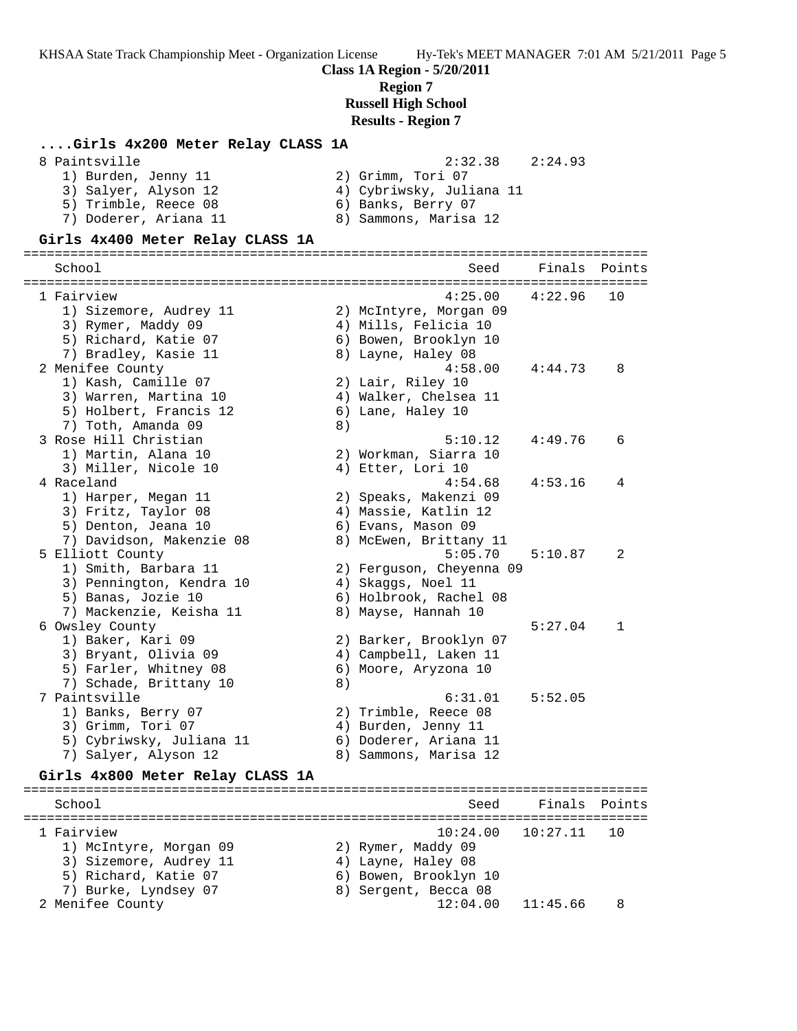**Class 1A Region - 5/20/2011**

**Region 7**

**Russell High School**

**Results - Region 7**

### ....Girls 4x200 Meter Relay CLASS 1A

```
  8 Paintsville                                       2:32.38    2:24.93
     1) Burden, Jenny 11               2) Grimm, Tori 07
     3) Salyer, Alyson 12              4) Cybriwsky, Juliana 11
     5) Trimble, Reece 08              6) Banks, Berry 07
     7) Doderer, Ariana 11             8) Sammons, Marisa 12
```

### Girls 4x400 Meter Relay CLASS 1A

```
================================================================================
    School                                            Seed     Finals  Points
================================================================================
  1 Fairview                                         4:25.00    4:22.96   10
     1) Sizemore, Audrey 11            2) McIntyre, Morgan 09
     3) Rymer, Maddy 09                4) Mills, Felicia 10
     5) Richard, Katie 07              6) Bowen, Brooklyn 10
     7) Bradley, Kasie 11              8) Layne, Haley 08
  2 Menifee County                                   4:58.00    4:44.73    8
     1) Kash, Camille 07               2) Lair, Riley 10
     3) Warren, Martina 10             4) Walker, Chelsea 11
     5) Holbert, Francis 12            6) Lane, Haley 10
     7) Toth, Amanda 09                8)
  3 Rose Hill Christian                              5:10.12    4:49.76    6
     1) Martin, Alana 10               2) Workman, Siarra 10
     3) Miller, Nicole 10              4) Etter, Lori 10
  4 Raceland                                         4:54.68    4:53.16    4
     1) Harper, Megan 11               2) Speaks, Makenzi 09
     3) Fritz, Taylor 08               4) Massie, Katlin 12
     5) Denton, Jeana 10               6) Evans, Mason 09
     7) Davidson, Makenzie 08          8) McEwen, Brittany 11
  5 Elliott County                                   5:05.70    5:10.87    2
     1) Smith, Barbara 11              2) Ferguson, Cheyenna 09
     3) Pennington, Kendra 10          4) Skaggs, Noel 11
     5) Banas, Jozie 10                6) Holbrook, Rachel 08
     7) Mackenzie, Keisha 11           8) Mayse, Hannah 10
  6 Owsley County                                               5:27.04    1
     1) Baker, Kari 09                 2) Barker, Brooklyn 07
     3) Bryant, Olivia 09              4) Campbell, Laken 11
     5) Farler, Whitney 08             6) Moore, Aryzona 10
     7) Schade, Brittany 10            8)
  7 Paintsville                                      6:31.01    5:52.05
     1) Banks, Berry 07                2) Trimble, Reece 08
     3) Grimm, Tori 07                 4) Burden, Jenny 11
     5) Cybriwsky, Juliana 11          6) Doderer, Ariana 11
     7) Salyer, Alyson 12              8) Sammons, Marisa 12
```

### Girls 4x800 Meter Relay CLASS 1A

```
================================================================================
    School                                            Seed     Finals  Points
================================================================================
  1 Fairview                                        10:24.00   10:27.11   10
     1) McIntyre, Morgan 09            2) Rymer, Maddy 09
     3) Sizemore, Audrey 11            4) Layne, Haley 08
     5) Richard, Katie 07              6) Bowen, Brooklyn 10
     7) Burke, Lyndsey 07              8) Sergent, Becca 08
  2 Menifee County                                  12:04.00   11:45.66    8
```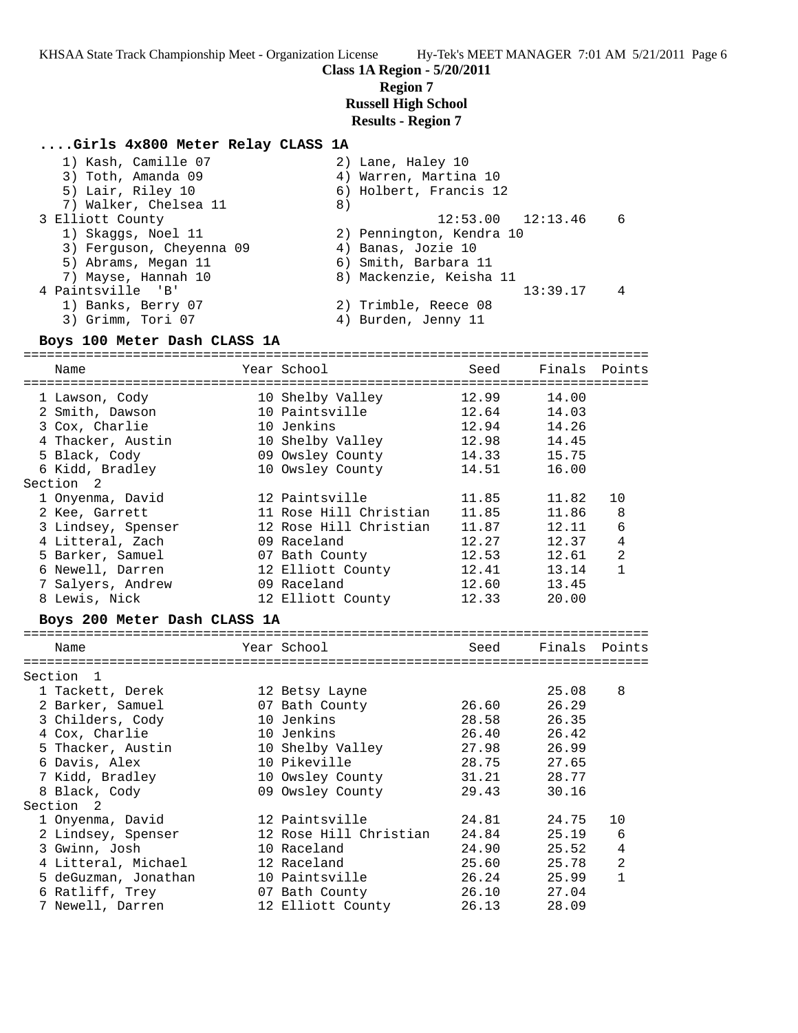**Class 1A Region - 5/20/2011**

**Region 7**

**Russell High School**

**Results - Region 7**

### ....Girls 4x800 Meter Relay CLASS 1A

```
    1) Kash, Camille 07               2) Lane, Haley 10
    3) Toth, Amanda 09                4) Warren, Martina 10
    5) Lair, Riley 10                 6) Holbert, Francis 12
    7) Walker, Chelsea 11             8)
  3 Elliott County                         12:53.00   12:13.46    6
    1) Skaggs, Noel 11                2) Pennington, Kendra 10
    3) Ferguson, Cheyenna 09          4) Banas, Jozie 10
    5) Abrams, Megan 11               6) Smith, Barbara 11
    7) Mayse, Hannah 10               8) Mackenzie, Keisha 11
  4 Paintsville  'B'                              13:39.17    4
    1) Banks, Berry 07                2) Trimble, Reece 08
    3) Grimm, Tori 07                 4) Burden, Jenny 11
```

### Boys 100 Meter Dash CLASS 1A

| Name | Year | School | Seed | Finals | Points |
|---|---|---|---|---|---|
| 1 Lawson, Cody | 10 | Shelby Valley | 12.99 | 14.00 | |
| 2 Smith, Dawson | 10 | Paintsville | 12.64 | 14.03 | |
| 3 Cox, Charlie | 10 | Jenkins | 12.94 | 14.26 | |
| 4 Thacker, Austin | 10 | Shelby Valley | 12.98 | 14.45 | |
| 5 Black, Cody | 09 | Owsley County | 14.33 | 15.75 | |
| 6 Kidd, Bradley | 10 | Owsley County | 14.51 | 16.00 | |
| Section 2 | | | | | |
| 1 Onyenma, David | 12 | Paintsville | 11.85 | 11.82 | 10 |
| 2 Kee, Garrett | 11 | Rose Hill Christian | 11.85 | 11.86 | 8 |
| 3 Lindsey, Spenser | 12 | Rose Hill Christian | 11.87 | 12.11 | 6 |
| 4 Litteral, Zach | 09 | Raceland | 12.27 | 12.37 | 4 |
| 5 Barker, Samuel | 07 | Bath County | 12.53 | 12.61 | 2 |
| 6 Newell, Darren | 12 | Elliott County | 12.41 | 13.14 | 1 |
| 7 Salyers, Andrew | 09 | Raceland | 12.60 | 13.45 | |
| 8 Lewis, Nick | 12 | Elliott County | 12.33 | 20.00 | |

### Boys 200 Meter Dash CLASS 1A

| Name | Year | School | Seed | Finals | Points |
|---|---|---|---|---|---|
| Section 1 | | | | | |
| 1 Tackett, Derek | 12 | Betsy Layne | | 25.08 | 8 |
| 2 Barker, Samuel | 07 | Bath County | 26.60 | 26.29 | |
| 3 Childers, Cody | 10 | Jenkins | 28.58 | 26.35 | |
| 4 Cox, Charlie | 10 | Jenkins | 26.40 | 26.42 | |
| 5 Thacker, Austin | 10 | Shelby Valley | 27.98 | 26.99 | |
| 6 Davis, Alex | 10 | Pikeville | 28.75 | 27.65 | |
| 7 Kidd, Bradley | 10 | Owsley County | 31.21 | 28.77 | |
| 8 Black, Cody | 09 | Owsley County | 29.43 | 30.16 | |
| Section 2 | | | | | |
| 1 Onyenma, David | 12 | Paintsville | 24.81 | 24.75 | 10 |
| 2 Lindsey, Spenser | 12 | Rose Hill Christian | 24.84 | 25.19 | 6 |
| 3 Gwinn, Josh | 10 | Raceland | 24.90 | 25.52 | 4 |
| 4 Litteral, Michael | 12 | Raceland | 25.60 | 25.78 | 2 |
| 5 deGuzman, Jonathan | 10 | Paintsville | 26.24 | 25.99 | 1 |
| 6 Ratliff, Trey | 07 | Bath County | 26.10 | 27.04 | |
| 7 Newell, Darren | 12 | Elliott County | 26.13 | 28.09 | |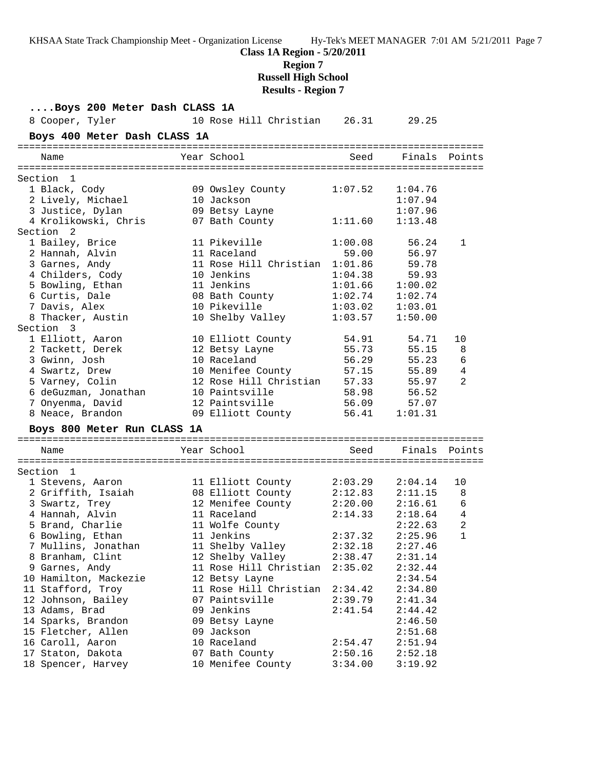**Class 1A Region - 5/20/2011**

**Region 7**

**Russell High School**

**Results - Region 7**

### ....Boys 200 Meter Dash CLASS 1A

| Name | Year | School | Seed | Finals | Points |
|---|---|---|---|---|---|
| 8 Cooper, Tyler | 10 | Rose Hill Christian | 26.31 | 29.25 | |

### Boys 400 Meter Dash CLASS 1A

| Name | Year | School | Seed | Finals | Points |
|---|---|---|---|---|---|
| **Section 1** | | | | | |
| 1 Black, Cody | 09 | Owsley County | 1:07.52 | 1:04.76 | |
| 2 Lively, Michael | 10 | Jackson | | 1:07.94 | |
| 3 Justice, Dylan | 09 | Betsy Layne | | 1:07.96 | |
| 4 Krolikowski, Chris | 07 | Bath County | 1:11.60 | 1:13.48 | |
| **Section 2** | | | | | |
| 1 Bailey, Brice | 11 | Pikeville | 1:00.08 | 56.24 | 1 |
| 2 Hannah, Alvin | 11 | Raceland | 59.00 | 56.97 | |
| 3 Garnes, Andy | 11 | Rose Hill Christian | 1:01.86 | 59.78 | |
| 4 Childers, Cody | 10 | Jenkins | 1:04.38 | 59.93 | |
| 5 Bowling, Ethan | 11 | Jenkins | 1:01.66 | 1:00.02 | |
| 6 Curtis, Dale | 08 | Bath County | 1:02.74 | 1:02.74 | |
| 7 Davis, Alex | 10 | Pikeville | 1:03.02 | 1:03.01 | |
| 8 Thacker, Austin | 10 | Shelby Valley | 1:03.57 | 1:50.00 | |
| **Section 3** | | | | | |
| 1 Elliott, Aaron | 10 | Elliott County | 54.91 | 54.71 | 10 |
| 2 Tackett, Derek | 12 | Betsy Layne | 55.73 | 55.15 | 8 |
| 3 Gwinn, Josh | 10 | Raceland | 56.29 | 55.23 | 6 |
| 4 Swartz, Drew | 10 | Menifee County | 57.15 | 55.89 | 4 |
| 5 Varney, Colin | 12 | Rose Hill Christian | 57.33 | 55.97 | 2 |
| 6 deGuzman, Jonathan | 10 | Paintsville | 58.98 | 56.52 | |
| 7 Onyenma, David | 12 | Paintsville | 56.09 | 57.07 | |
| 8 Neace, Brandon | 09 | Elliott County | 56.41 | 1:01.31 | |

### Boys 800 Meter Run CLASS 1A

| Name | Year | School | Seed | Finals | Points |
|---|---|---|---|---|---|
| **Section 1** | | | | | |
| 1 Stevens, Aaron | 11 | Elliott County | 2:03.29 | 2:04.14 | 10 |
| 2 Griffith, Isaiah | 08 | Elliott County | 2:12.83 | 2:11.15 | 8 |
| 3 Swartz, Trey | 12 | Menifee County | 2:20.00 | 2:16.61 | 6 |
| 4 Hannah, Alvin | 11 | Raceland | 2:14.33 | 2:18.64 | 4 |
| 5 Brand, Charlie | 11 | Wolfe County | | 2:22.63 | 2 |
| 6 Bowling, Ethan | 11 | Jenkins | 2:37.32 | 2:25.96 | 1 |
| 7 Mullins, Jonathan | 11 | Shelby Valley | 2:32.18 | 2:27.46 | |
| 8 Branham, Clint | 12 | Shelby Valley | 2:38.47 | 2:31.14 | |
| 9 Garnes, Andy | 11 | Rose Hill Christian | 2:35.02 | 2:32.44 | |
| 10 Hamilton, Mackezie | 12 | Betsy Layne | | 2:34.54 | |
| 11 Stafford, Troy | 11 | Rose Hill Christian | 2:34.42 | 2:34.80 | |
| 12 Johnson, Bailey | 07 | Paintsville | 2:39.79 | 2:41.34 | |
| 13 Adams, Brad | 09 | Jenkins | 2:41.54 | 2:44.42 | |
| 14 Sparks, Brandon | 09 | Betsy Layne | | 2:46.50 | |
| 15 Fletcher, Allen | 09 | Jackson | | 2:51.68 | |
| 16 Caroll, Aaron | 10 | Raceland | 2:54.47 | 2:51.94 | |
| 17 Staton, Dakota | 07 | Bath County | 2:50.16 | 2:52.18 | |
| 18 Spencer, Harvey | 10 | Menifee County | 3:34.00 | 3:19.92 | |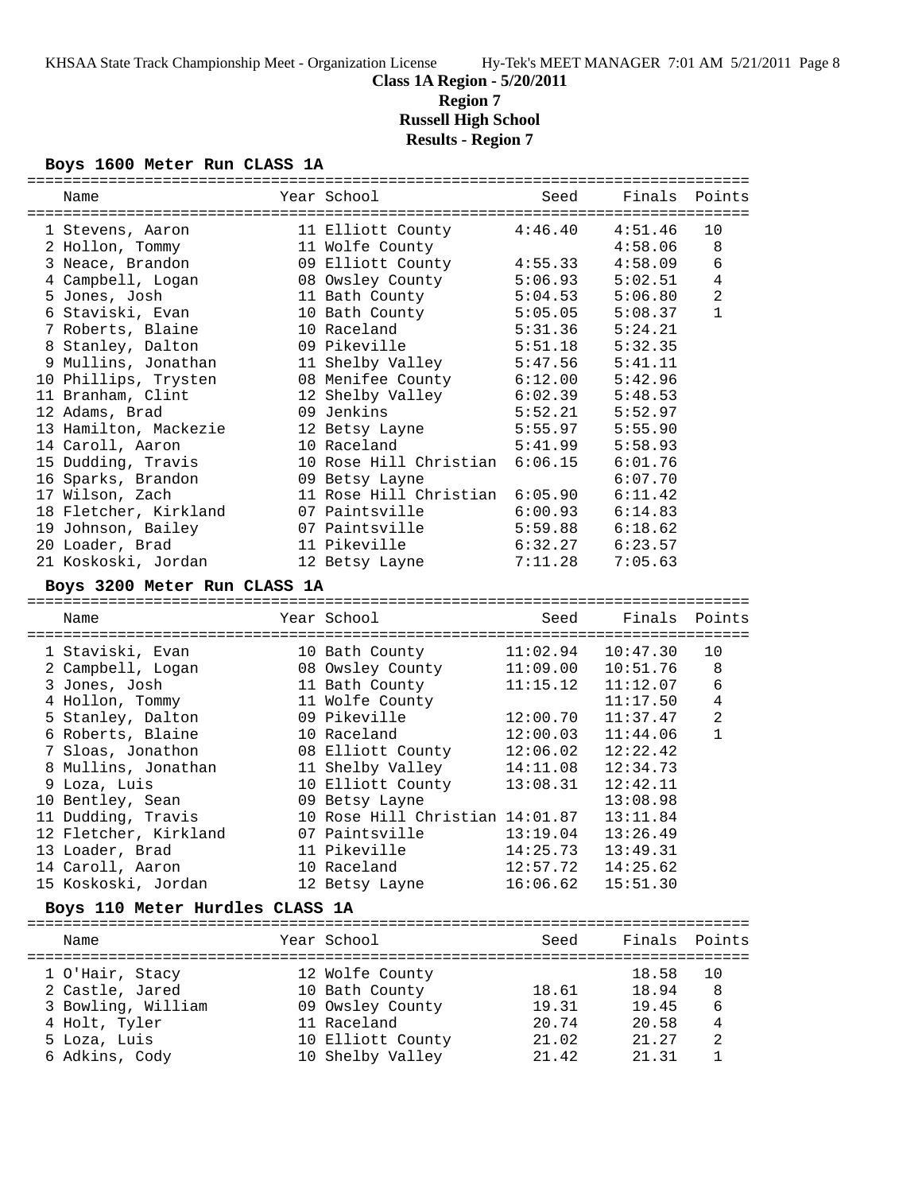**Class 1A Region - 5/20/2011**

**Region 7**

**Russell High School**

**Results - Region 7**

### Boys 1600 Meter Run CLASS 1A

| Name | Year | School | Seed | Finals | Points |
|---|---|---|---|---|---|
| 1 Stevens, Aaron | 11 | Elliott County | 4:46.40 | 4:51.46 | 10 |
| 2 Hollon, Tommy | 11 | Wolfe County | | 4:58.06 | 8 |
| 3 Neace, Brandon | 09 | Elliott County | 4:55.33 | 4:58.09 | 6 |
| 4 Campbell, Logan | 08 | Owsley County | 5:06.93 | 5:02.51 | 4 |
| 5 Jones, Josh | 11 | Bath County | 5:04.53 | 5:06.80 | 2 |
| 6 Staviski, Evan | 10 | Bath County | 5:05.05 | 5:08.37 | 1 |
| 7 Roberts, Blaine | 10 | Raceland | 5:31.36 | 5:24.21 | |
| 8 Stanley, Dalton | 09 | Pikeville | 5:51.18 | 5:32.35 | |
| 9 Mullins, Jonathan | 11 | Shelby Valley | 5:47.56 | 5:41.11 | |
| 10 Phillips, Trysten | 08 | Menifee County | 6:12.00 | 5:42.96 | |
| 11 Branham, Clint | 12 | Shelby Valley | 6:02.39 | 5:48.53 | |
| 12 Adams, Brad | 09 | Jenkins | 5:52.21 | 5:52.97 | |
| 13 Hamilton, Mackezie | 12 | Betsy Layne | 5:55.97 | 5:55.90 | |
| 14 Caroll, Aaron | 10 | Raceland | 5:41.99 | 5:58.93 | |
| 15 Dudding, Travis | 10 | Rose Hill Christian | 6:06.15 | 6:01.76 | |
| 16 Sparks, Brandon | 09 | Betsy Layne | | 6:07.70 | |
| 17 Wilson, Zach | 11 | Rose Hill Christian | 6:05.90 | 6:11.42 | |
| 18 Fletcher, Kirkland | 07 | Paintsville | 6:00.93 | 6:14.83 | |
| 19 Johnson, Bailey | 07 | Paintsville | 5:59.88 | 6:18.62 | |
| 20 Loader, Brad | 11 | Pikeville | 6:32.27 | 6:23.57 | |
| 21 Koskoski, Jordan | 12 | Betsy Layne | 7:11.28 | 7:05.63 | |

### Boys 3200 Meter Run CLASS 1A

| Name | Year | School | Seed | Finals | Points |
|---|---|---|---|---|---|
| 1 Staviski, Evan | 10 | Bath County | 11:02.94 | 10:47.30 | 10 |
| 2 Campbell, Logan | 08 | Owsley County | 11:09.00 | 10:51.76 | 8 |
| 3 Jones, Josh | 11 | Bath County | 11:15.12 | 11:12.07 | 6 |
| 4 Hollon, Tommy | 11 | Wolfe County | | 11:17.50 | 4 |
| 5 Stanley, Dalton | 09 | Pikeville | 12:00.70 | 11:37.47 | 2 |
| 6 Roberts, Blaine | 10 | Raceland | 12:00.03 | 11:44.06 | 1 |
| 7 Sloas, Jonathon | 08 | Elliott County | 12:06.02 | 12:22.42 | |
| 8 Mullins, Jonathan | 11 | Shelby Valley | 14:11.08 | 12:34.73 | |
| 9 Loza, Luis | 10 | Elliott County | 13:08.31 | 12:42.11 | |
| 10 Bentley, Sean | 09 | Betsy Layne | | 13:08.98 | |
| 11 Dudding, Travis | 10 | Rose Hill Christian | 14:01.87 | 13:11.84 | |
| 12 Fletcher, Kirkland | 07 | Paintsville | 13:19.04 | 13:26.49 | |
| 13 Loader, Brad | 11 | Pikeville | 14:25.73 | 13:49.31 | |
| 14 Caroll, Aaron | 10 | Raceland | 12:57.72 | 14:25.62 | |
| 15 Koskoski, Jordan | 12 | Betsy Layne | 16:06.62 | 15:51.30 | |

### Boys 110 Meter Hurdles CLASS 1A

| Name | Year | School | Seed | Finals | Points |
|---|---|---|---|---|---|
| 1 O'Hair, Stacy | 12 | Wolfe County | | 18.58 | 10 |
| 2 Castle, Jared | 10 | Bath County | 18.61 | 18.94 | 8 |
| 3 Bowling, William | 09 | Owsley County | 19.31 | 19.45 | 6 |
| 4 Holt, Tyler | 11 | Raceland | 20.74 | 20.58 | 4 |
| 5 Loza, Luis | 10 | Elliott County | 21.02 | 21.27 | 2 |
| 6 Adkins, Cody | 10 | Shelby Valley | 21.42 | 21.31 | 1 |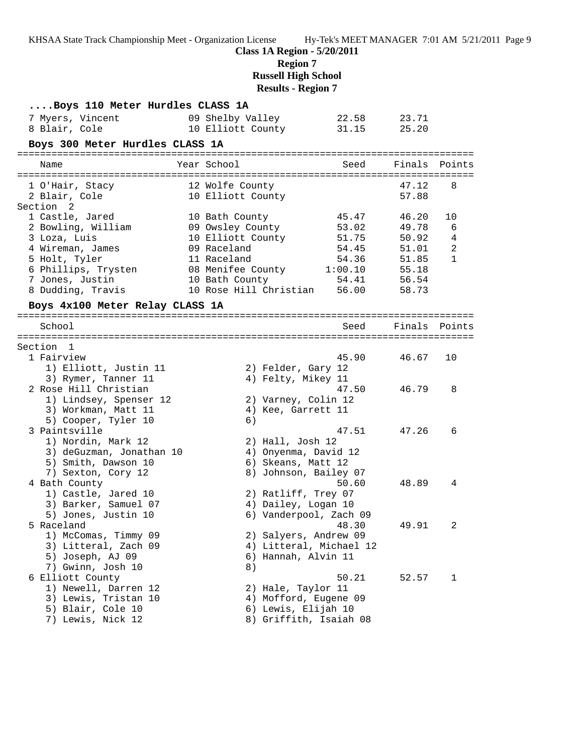**Class 1A Region - 5/20/2011**

**Region 7**

**Russell High School**

**Results - Region 7**

### ....Boys 110 Meter Hurdles CLASS 1A

| Name | Year | School | Seed | Finals | Points |
|---|---|---|---|---|---|
| 7 Myers, Vincent | 09 | Shelby Valley | 22.58 | 23.71 | |
| 8 Blair, Cole | 10 | Elliott County | 31.15 | 25.20 | |

### Boys 300 Meter Hurdles CLASS 1A

| Name | Year | School | Seed | Finals | Points |
|---|---|---|---|---|---|
| 1 O'Hair, Stacy | 12 | Wolfe County | | 47.12 | 8 |
| 2 Blair, Cole | 10 | Elliott County | | 57.88 | |
| Section 2 | | | | | |
| 1 Castle, Jared | 10 | Bath County | 45.47 | 46.20 | 10 |
| 2 Bowling, William | 09 | Owsley County | 53.02 | 49.78 | 6 |
| 3 Loza, Luis | 10 | Elliott County | 51.75 | 50.92 | 4 |
| 4 Wireman, James | 09 | Raceland | 54.45 | 51.01 | 2 |
| 5 Holt, Tyler | 11 | Raceland | 54.36 | 51.85 | 1 |
| 6 Phillips, Trysten | 08 | Menifee County | 1:00.10 | 55.18 | |
| 7 Jones, Justin | 10 | Bath County | 54.41 | 56.54 | |
| 8 Dudding, Travis | 10 | Rose Hill Christian | 56.00 | 58.73 | |

### Boys 4x100 Meter Relay CLASS 1A

| School | Seed | Finals | Points |
|---|---|---|---|
| Section 1 | | | |
| 1 Fairview | 45.90 | 46.67 | 10 |
| 2 Rose Hill Christian | 47.50 | 46.79 | 8 |
| 3 Paintsville | 47.51 | 47.26 | 6 |
| 4 Bath County | 50.60 | 48.89 | 4 |
| 5 Raceland | 48.30 | 49.91 | 2 |
| 6 Elliott County | 50.21 | 52.57 | 1 |

1 Fairview
- 1) Elliott, Justin 11
- 2) Felder, Gary 12
- 3) Rymer, Tanner 11
- 4) Felty, Mikey 11

2 Rose Hill Christian
- 1) Lindsey, Spenser 12
- 2) Varney, Colin 12
- 3) Workman, Matt 11
- 4) Kee, Garrett 11
- 5) Cooper, Tyler 10
- 6)

3 Paintsville
- 1) Nordin, Mark 12
- 2) Hall, Josh 12
- 3) deGuzman, Jonathan 10
- 4) Onyenma, David 12
- 5) Smith, Dawson 10
- 6) Skeans, Matt 12
- 7) Sexton, Cory 12
- 8) Johnson, Bailey 07

4 Bath County
- 1) Castle, Jared 10
- 2) Ratliff, Trey 07
- 3) Barker, Samuel 07
- 4) Dailey, Logan 10
- 5) Jones, Justin 10
- 6) Vanderpool, Zach 09

5 Raceland
- 1) McComas, Timmy 09
- 2) Salyers, Andrew 09
- 3) Litteral, Zach 09
- 4) Litteral, Michael 12
- 5) Joseph, AJ 09
- 6) Hannah, Alvin 11
- 7) Gwinn, Josh 10
- 8)

6 Elliott County
- 1) Newell, Darren 12
- 2) Hale, Taylor 11
- 3) Lewis, Tristan 10
- 4) Mofford, Eugene 09
- 5) Blair, Cole 10
- 6) Lewis, Elijah 10
- 7) Lewis, Nick 12
- 8) Griffith, Isaiah 08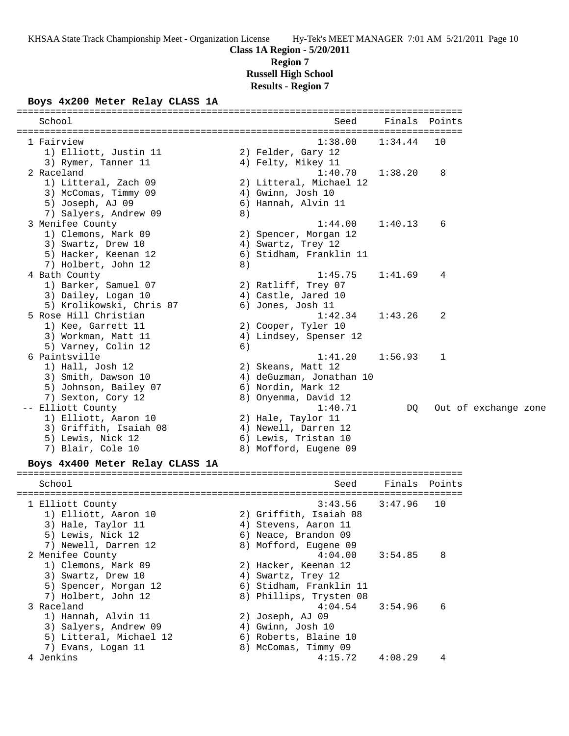**Class 1A Region - 5/20/2011**
**Region 7**
**Russell High School**
**Results - Region 7**

### Boys 4x200 Meter Relay CLASS 1A

```
================================================================================
   School                                                Seed     Finals  Points
================================================================================
  1 Fairview                                          1:38.00    1:34.44   10
     1) Elliott, Justin 11              2) Felder, Gary 12
     3) Rymer, Tanner 11                4) Felty, Mikey 11
  2 Raceland                                          1:40.70    1:38.20    8
     1) Litteral, Zach 09               2) Litteral, Michael 12
     3) McComas, Timmy 09               4) Gwinn, Josh 10
     5) Joseph, AJ 09                   6) Hannah, Alvin 11
     7) Salyers, Andrew 09              8)
  3 Menifee County                                    1:44.00    1:40.13    6
     1) Clemons, Mark 09                2) Spencer, Morgan 12
     3) Swartz, Drew 10                 4) Swartz, Trey 12
     5) Hacker, Keenan 12               6) Stidham, Franklin 11
     7) Holbert, John 12                8)
  4 Bath County                                       1:45.75    1:41.69    4
     1) Barker, Samuel 07               2) Ratliff, Trey 07
     3) Dailey, Logan 10                4) Castle, Jared 10
     5) Krolikowski, Chris 07           6) Jones, Josh 11
  5 Rose Hill Christian                               1:42.34    1:43.26    2
     1) Kee, Garrett 11                 2) Cooper, Tyler 10
     3) Workman, Matt 11                4) Lindsey, Spenser 12
     5) Varney, Colin 12                6)
  6 Paintsville                                       1:41.20    1:56.93    1
     1) Hall, Josh 12                   2) Skeans, Matt 12
     3) Smith, Dawson 10                4) deGuzman, Jonathan 10
     5) Johnson, Bailey 07              6) Nordin, Mark 12
     7) Sexton, Cory 12                 8) Onyenma, David 12
 -- Elliott County                                    1:40.71         DQ   Out of exchange zone
     1) Elliott, Aaron 10               2) Hale, Taylor 11
     3) Griffith, Isaiah 08             4) Newell, Darren 12
     5) Lewis, Nick 12                  6) Lewis, Tristan 10
     7) Blair, Cole 10                  8) Mofford, Eugene 09
```

### Boys 4x400 Meter Relay CLASS 1A

```
================================================================================
   School                                                Seed     Finals  Points
================================================================================
  1 Elliott County                                    3:43.56    3:47.96   10
     1) Elliott, Aaron 10               2) Griffith, Isaiah 08
     3) Hale, Taylor 11                 4) Stevens, Aaron 11
     5) Lewis, Nick 12                  6) Neace, Brandon 09
     7) Newell, Darren 12               8) Mofford, Eugene 09
  2 Menifee County                                    4:04.00    3:54.85    8
     1) Clemons, Mark 09                2) Hacker, Keenan 12
     3) Swartz, Drew 10                 4) Swartz, Trey 12
     5) Spencer, Morgan 12              6) Stidham, Franklin 11
     7) Holbert, John 12                8) Phillips, Trysten 08
  3 Raceland                                          4:04.54    3:54.96    6
     1) Hannah, Alvin 11                2) Joseph, AJ 09
     3) Salyers, Andrew 09              4) Gwinn, Josh 10
     5) Litteral, Michael 12            6) Roberts, Blaine 10
     7) Evans, Logan 11                 8) McComas, Timmy 09
  4 Jenkins                                           4:15.72    4:08.29    4
```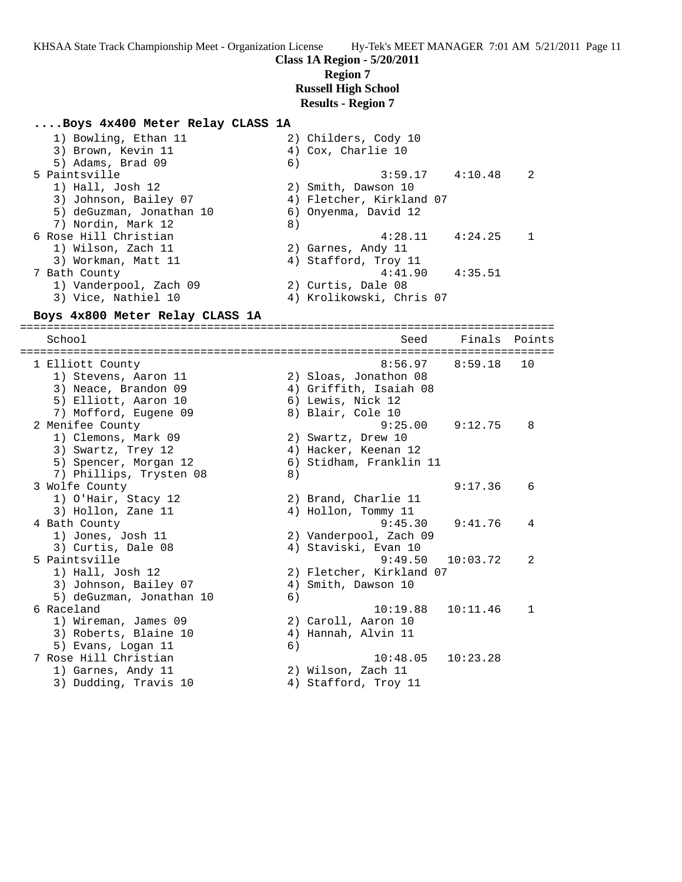## Class 1A Region - 5/20/2011

**Region 7**

**Russell High School**

**Results - Region 7**

### ....Boys 4x400 Meter Relay CLASS 1A

```
   1) Bowling, Ethan 11              2) Childers, Cody 10
   3) Brown, Kevin 11                4) Cox, Charlie 10
   5) Adams, Brad 09                 6)
 5 Paintsville                                 3:59.17    4:10.48    2
   1) Hall, Josh 12                  2) Smith, Dawson 10
   3) Johnson, Bailey 07             4) Fletcher, Kirkland 07
   5) deGuzman, Jonathan 10          6) Onyenma, David 12
   7) Nordin, Mark 12                8)
 6 Rose Hill Christian                         4:28.11    4:24.25    1
   1) Wilson, Zach 11                2) Garnes, Andy 11
   3) Workman, Matt 11               4) Stafford, Troy 11
 7 Bath County                                 4:41.90    4:35.51
   1) Vanderpool, Zach 09            2) Curtis, Dale 08
   3) Vice, Nathiel 10               4) Krolikowski, Chris 07
```

### Boys 4x800 Meter Relay CLASS 1A

```
============================================================================
   School                                         Seed     Finals  Points
============================================================================
 1 Elliott County                              8:56.97    8:59.18   10
   1) Stevens, Aaron 11              2) Sloas, Jonathon 08
   3) Neace, Brandon 09              4) Griffith, Isaiah 08
   5) Elliott, Aaron 10              6) Lewis, Nick 12
   7) Mofford, Eugene 09             8) Blair, Cole 10
 2 Menifee County                              9:25.00    9:12.75    8
   1) Clemons, Mark 09               2) Swartz, Drew 10
   3) Swartz, Trey 12                4) Hacker, Keenan 12
   5) Spencer, Morgan 12             6) Stidham, Franklin 11
   7) Phillips, Trysten 08           8)
 3 Wolfe County                                           9:17.36    6
   1) O'Hair, Stacy 12               2) Brand, Charlie 11
   3) Hollon, Zane 11                4) Hollon, Tommy 11
 4 Bath County                                 9:45.30    9:41.76    4
   1) Jones, Josh 11                 2) Vanderpool, Zach 09
   3) Curtis, Dale 08                4) Staviski, Evan 10
 5 Paintsville                                 9:49.50   10:03.72    2
   1) Hall, Josh 12                  2) Fletcher, Kirkland 07
   3) Johnson, Bailey 07             4) Smith, Dawson 10
   5) deGuzman, Jonathan 10          6)
 6 Raceland                                   10:19.88   10:11.46    1
   1) Wireman, James 09              2) Caroll, Aaron 10
   3) Roberts, Blaine 10             4) Hannah, Alvin 11
   5) Evans, Logan 11                6)
 7 Rose Hill Christian                        10:48.05   10:23.28
   1) Garnes, Andy 11                2) Wilson, Zach 11
   3) Dudding, Travis 10             4) Stafford, Troy 11
```